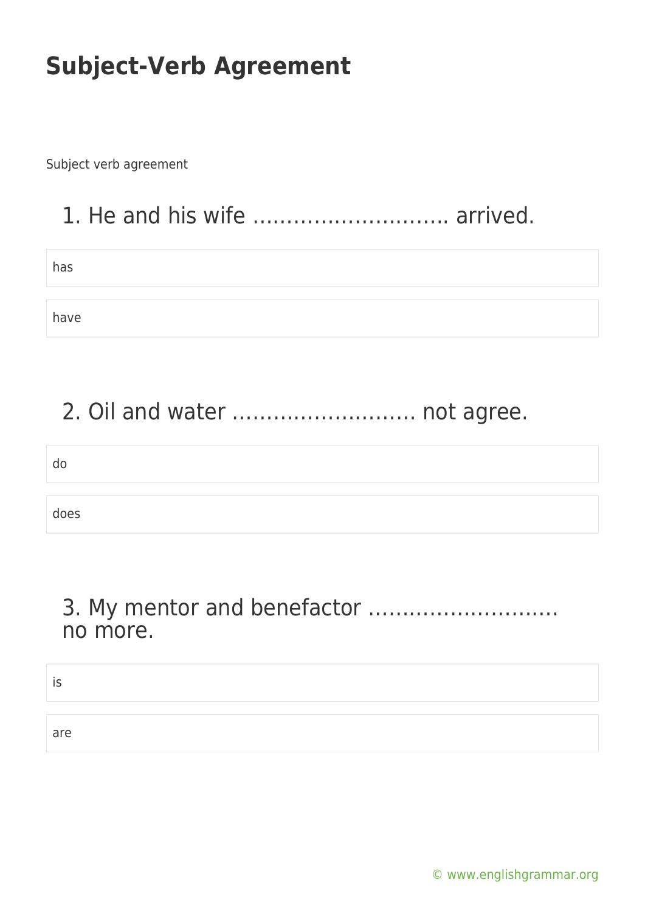# Subject-Verb Agreement

Subject verb agreement

## 1. He and his wife ……………………….. arrived.

has

have

## 2. Oil and water ……………………… not agree.

do

does

## 3. My mentor and benefactor ……………………… no more.

is

are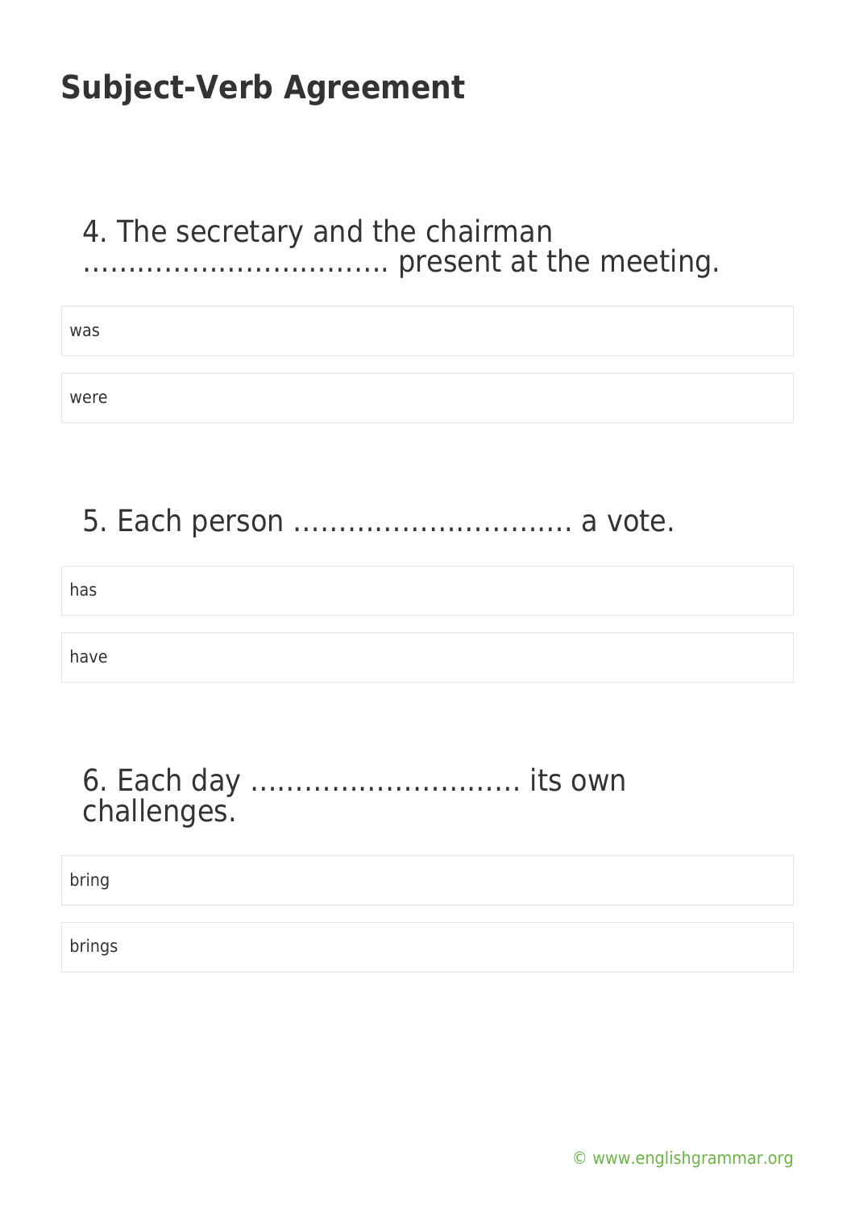# Subject-Verb Agreement

4. The secretary and the chairman …………………………… present at the meeting.

- was
- were

5. Each person ………………………… a vote.

- has
- have

6. Each day ……………………….. its own challenges.

- bring
- brings

© www.englishgrammar.org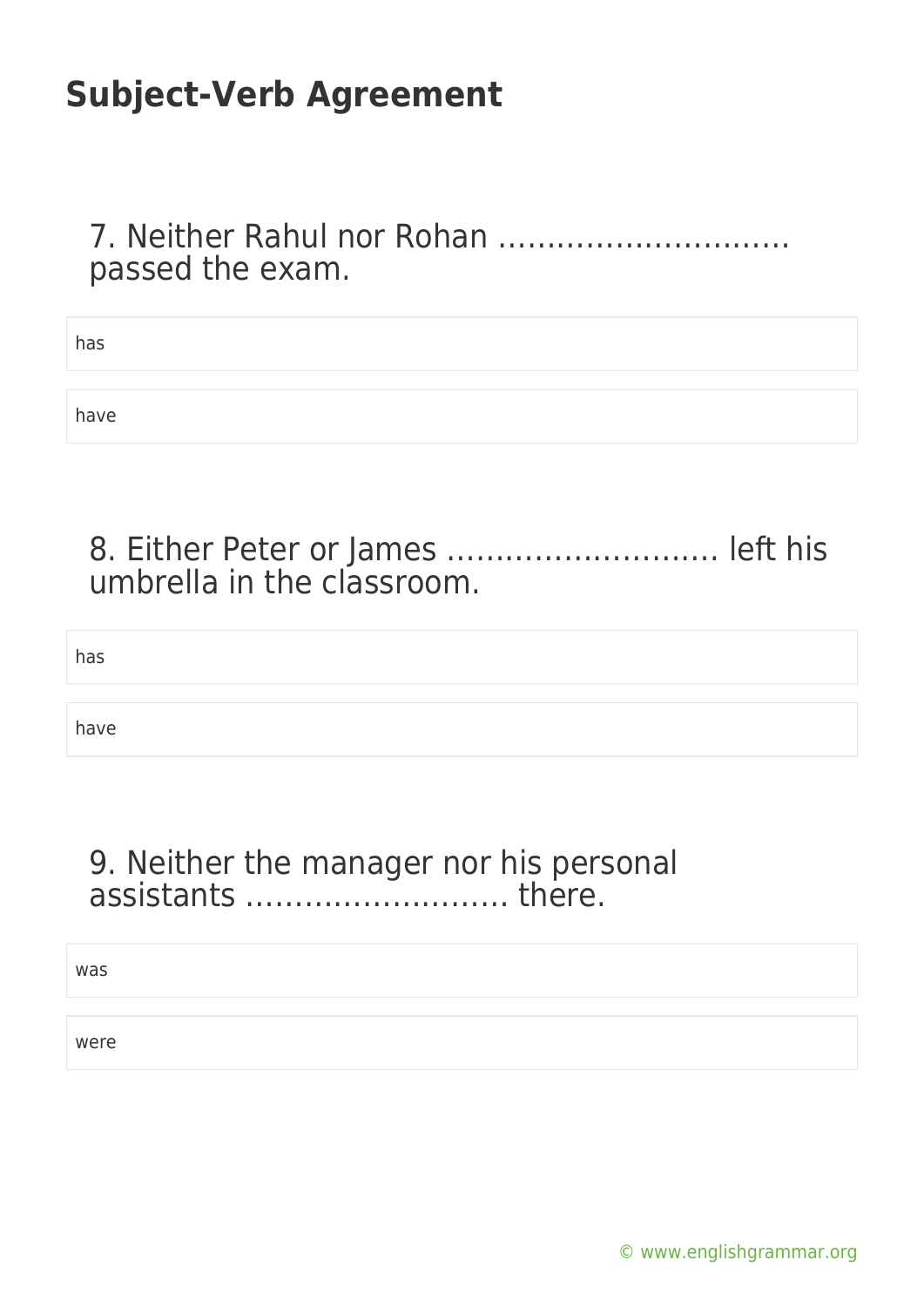# Subject-Verb Agreement

7. Neither Rahul nor Rohan ………………………… passed the exam.

has

have

8. Either Peter or James ………………………. left his umbrella in the classroom.

has

have

9. Neither the manager nor his personal assistants ……………………… there.

was

were

© www.englishgrammar.org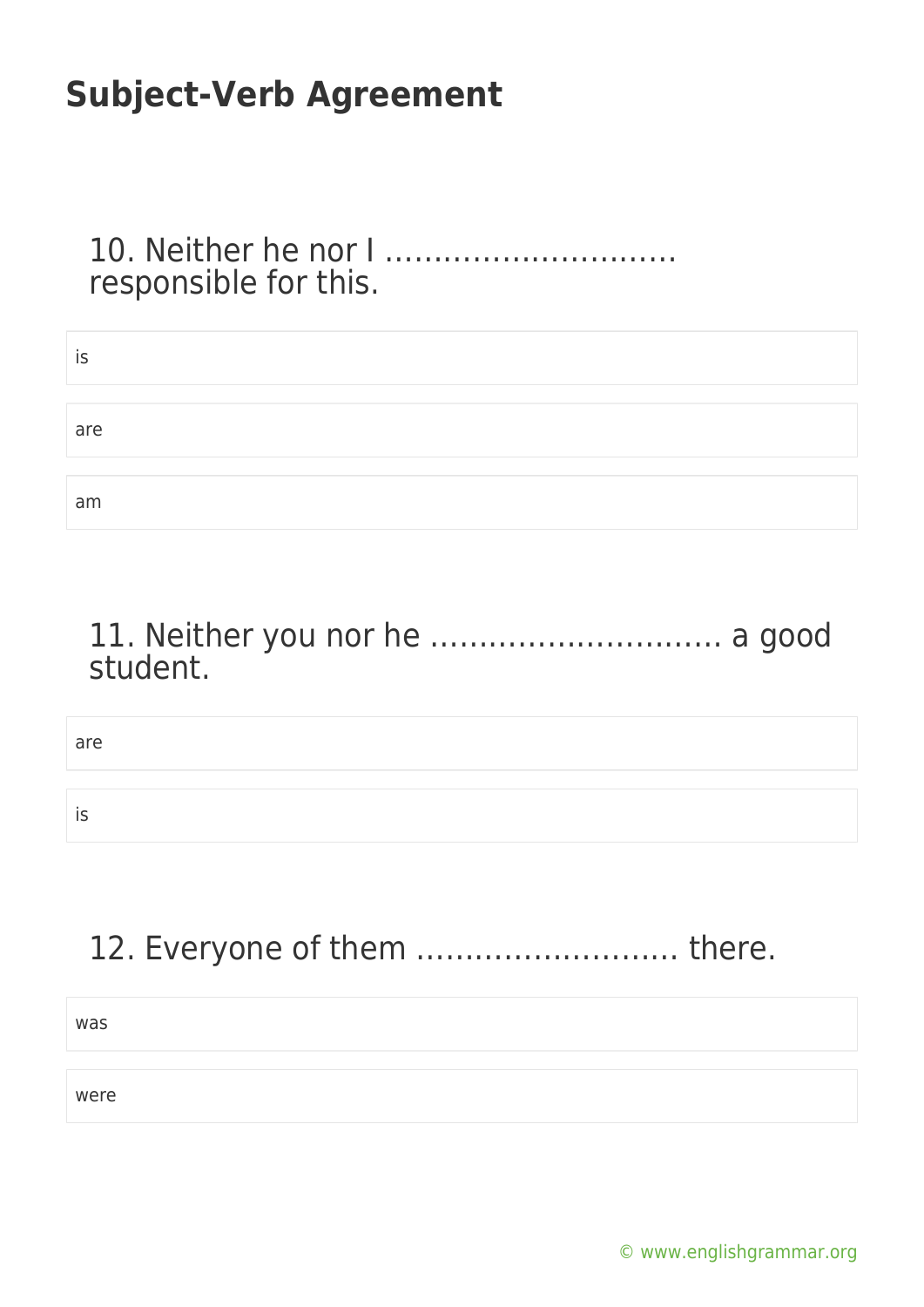# Subject-Verb Agreement

10. Neither he nor I ………………………… responsible for this.

- is
- are
- am

11. Neither you nor he ………………………… a good student.

- are
- is

12. Everyone of them ……………………… there.

- was
- were

© www.englishgrammar.org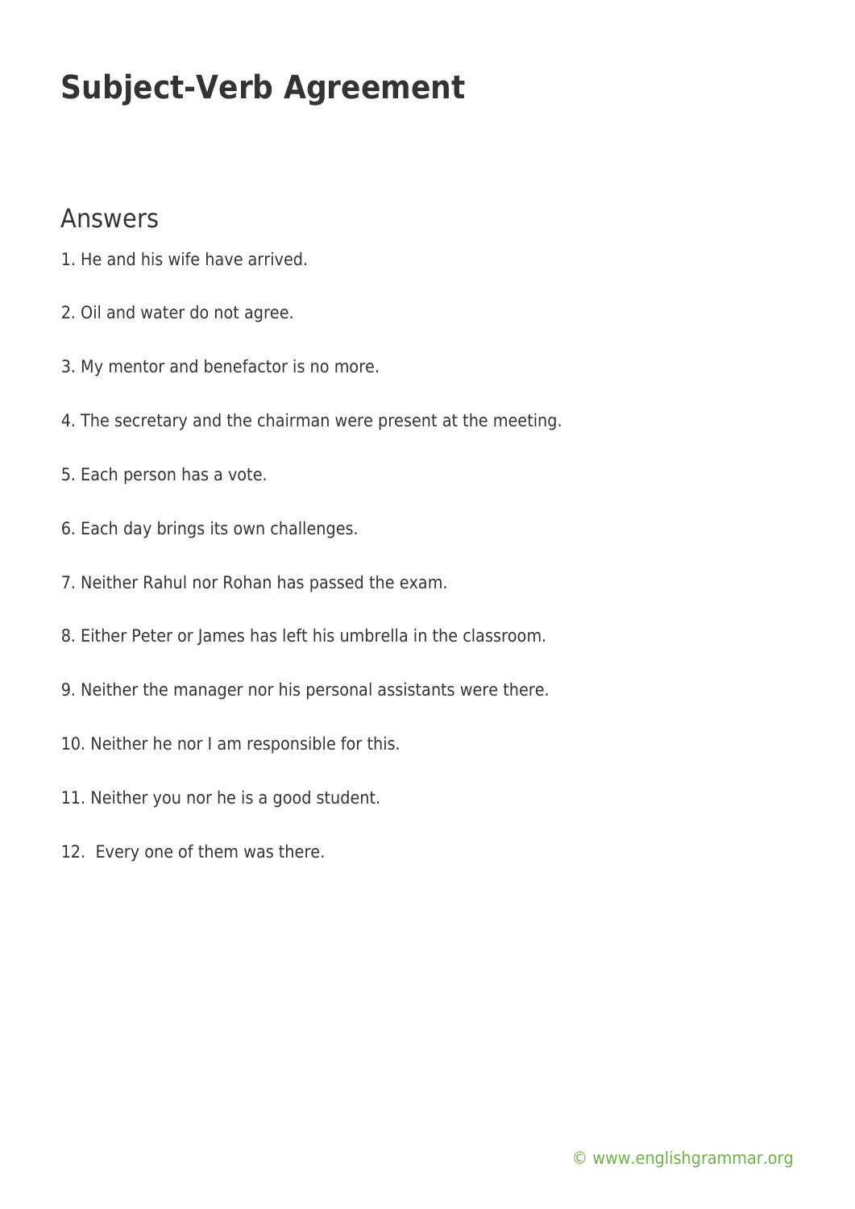# Subject-Verb Agreement

## Answers

1. He and his wife have arrived.
2. Oil and water do not agree.
3. My mentor and benefactor is no more.
4. The secretary and the chairman were present at the meeting.
5. Each person has a vote.
6. Each day brings its own challenges.
7. Neither Rahul nor Rohan has passed the exam.
8. Either Peter or James has left his umbrella in the classroom.
9. Neither the manager nor his personal assistants were there.
10. Neither he nor I am responsible for this.
11. Neither you nor he is a good student.
12. Every one of them was there.